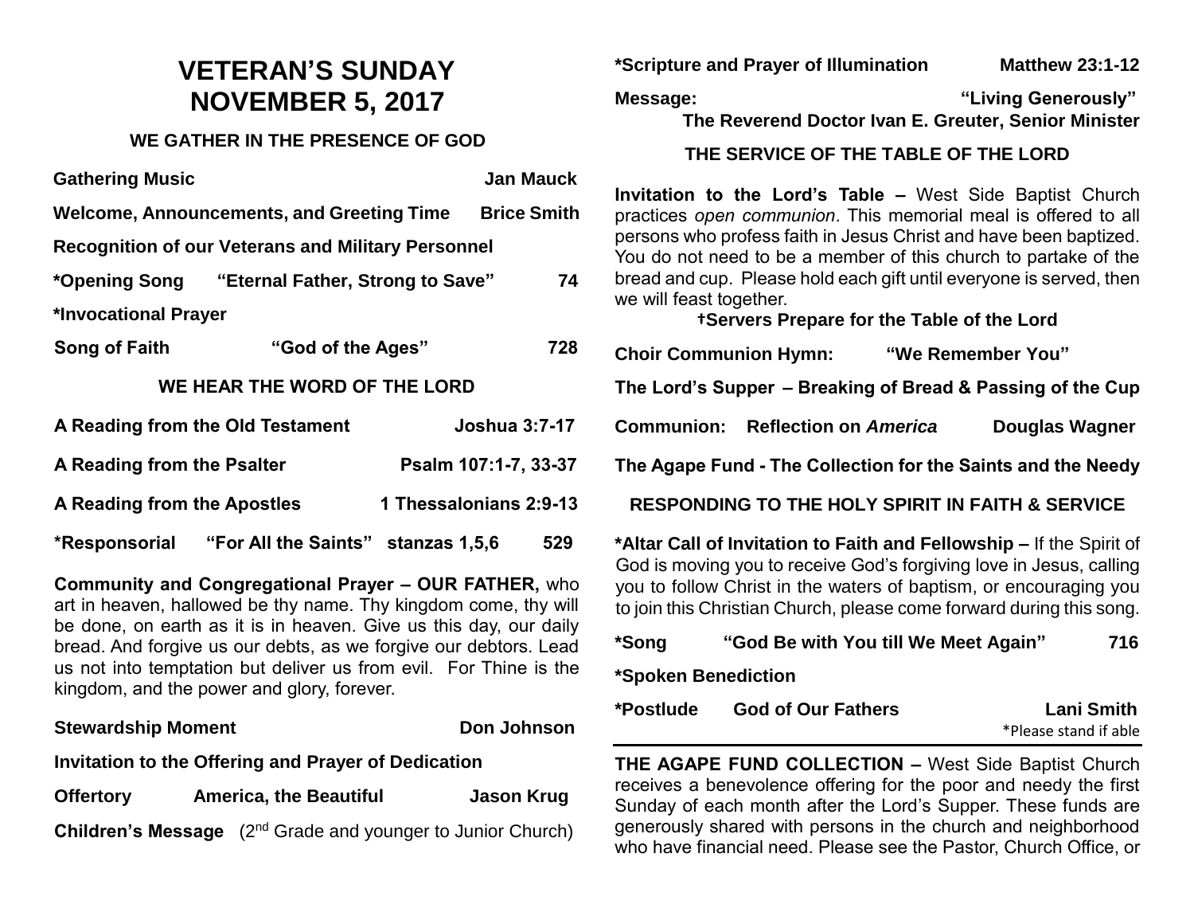# VETERAN'S SUNDAY
# NOVEMBER 5, 2017

## WE GATHER IN THE PRESENCE OF GOD

**Gathering Music** — **Jan Mauck**

**Welcome, Announcements, and Greeting Time** — **Brice Smith**

**Recognition of our Veterans and Military Personnel**

**\*Opening Song** — **"Eternal Father, Strong to Save"** — **74**

**\*Invocational Prayer**

**Song of Faith** — **"God of the Ages"** — **728**

## WE HEAR THE WORD OF THE LORD

**A Reading from the Old Testament** — **Joshua 3:7-17**

**A Reading from the Psalter** — **Psalm 107:1-7, 33-37**

**A Reading from the Apostles** — **1 Thessalonians 2:9-13**

**\*Responsorial** — **"For All the Saints" stanzas 1,5,6** — **529**

**Community and Congregational Prayer – OUR FATHER,** who art in heaven, hallowed be thy name. Thy kingdom come, thy will be done, on earth as it is in heaven. Give us this day, our daily bread. And forgive us our debts, as we forgive our debtors. Lead us not into temptation but deliver us from evil. For Thine is the kingdom, and the power and glory, forever.

**Stewardship Moment** — **Don Johnson**

**Invitation to the Offering and Prayer of Dedication**

**Offertory** — **America, the Beautiful** — **Jason Krug**

**Children's Message** (2nd Grade and younger to Junior Church)

**\*Scripture and Prayer of Illumination** — **Matthew 23:1-12**

**Message:** — **"Living Generously"**
**The Reverend Doctor Ivan E. Greuter, Senior Minister**

## THE SERVICE OF THE TABLE OF THE LORD

**Invitation to the Lord's Table –** West Side Baptist Church practices *open communion*. This memorial meal is offered to all persons who profess faith in Jesus Christ and have been baptized. You do not need to be a member of this church to partake of the bread and cup. Please hold each gift until everyone is served, then we will feast together.

**†Servers Prepare for the Table of the Lord**

**Choir Communion Hymn:** — **"We Remember You"**

**The Lord's Supper – Breaking of Bread & Passing of the Cup**

**Communion: Reflection on *America*** — **Douglas Wagner**

**The Agape Fund - The Collection for the Saints and the Needy**

## RESPONDING TO THE HOLY SPIRIT IN FAITH & SERVICE

**\*Altar Call of Invitation to Faith and Fellowship –** If the Spirit of God is moving you to receive God's forgiving love in Jesus, calling you to follow Christ in the waters of baptism, or encouraging you to join this Christian Church, please come forward during this song.

**\*Song** — **"God Be with You till We Meet Again"** — **716**

**\*Spoken Benediction**

**\*Postlude** — **God of Our Fathers** — **Lani Smith**

\*Please stand if able

---

**THE AGAPE FUND COLLECTION –** West Side Baptist Church receives a benevolence offering for the poor and needy the first Sunday of each month after the Lord's Supper. These funds are generously shared with persons in the church and neighborhood who have financial need. Please see the Pastor, Church Office, or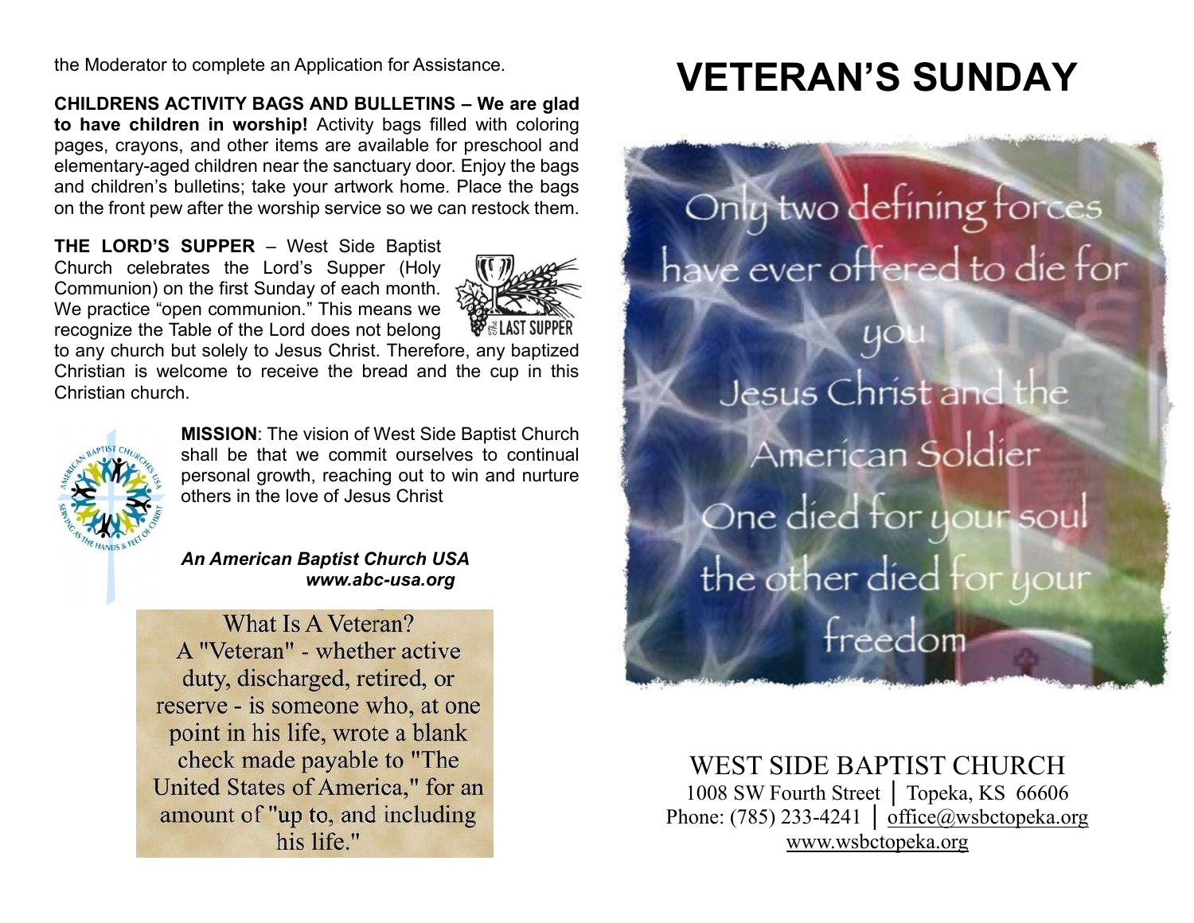the Moderator to complete an Application for Assistance.

**CHILDRENS ACTIVITY BAGS AND BULLETINS – We are glad to have children in worship!** Activity bags filled with coloring pages, crayons, and other items are available for preschool and elementary-aged children near the sanctuary door. Enjoy the bags and children's bulletins; take your artwork home. Place the bags on the front pew after the worship service so we can restock them.

**THE LORD'S SUPPER** – West Side Baptist Church celebrates the Lord's Supper (Holy Communion) on the first Sunday of each month. We practice "open communion." This means we recognize the Table of the Lord does not belong to any church but solely to Jesus Christ. Therefore, any baptized Christian is welcome to receive the bread and the cup in this Christian church.

**MISSION**: The vision of West Side Baptist Church shall be that we commit ourselves to continual personal growth, reaching out to win and nurture others in the love of Jesus Christ

***An American Baptist Church USA***
***www.abc-usa.org***

What Is A Veteran?
A "Veteran" - whether active duty, discharged, retired, or reserve - is someone who, at one point in his life, wrote a blank check made payable to "The United States of America," for an amount of "up to, and including his life."

# VETERAN'S SUNDAY

Only two defining forces have ever offered to die for you
Jesus Christ and the American Soldier
One died for your soul
the other died for your freedom

WEST SIDE BAPTIST CHURCH
1008 SW Fourth Street | Topeka, KS 66606
Phone: (785) 233-4241 | office@wsbctopeka.org
www.wsbctopeka.org